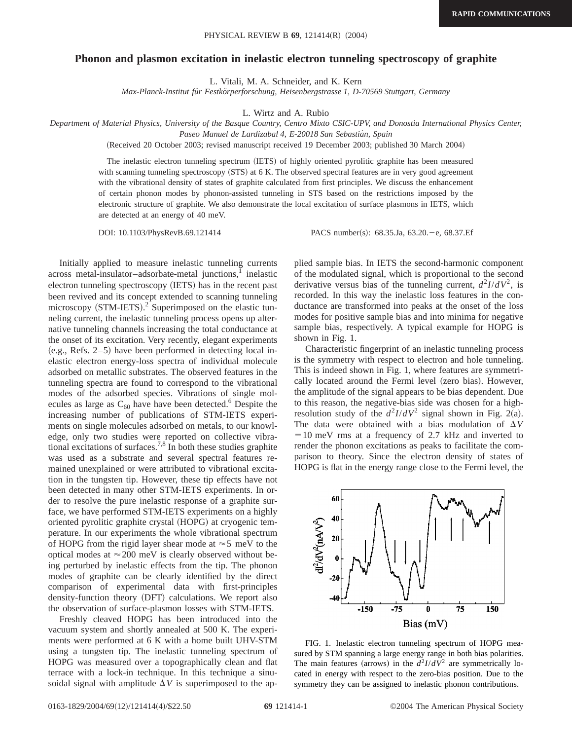# Phonon and plasmon excitation in inelastic electron tunneling spectroscopy of graphite

L. Vitali, M. A. Schneider, and K. Kern

*Max-Planck-Institut für Festkörperforschung, Heisenbergstrasse 1, D-70569 Stuttgart, Germany*

L. Wirtz and A. Rubio

*Department of Material Physics, University of the Basque Country, Centro Mixto CSIC-UPV, and Donostia International Physics Center, Paseo Manuel de Lardizabal 4, E-20018 San Sebastián, Spain*

(Received 20 October 2003; revised manuscript received 19 December 2003; published 30 March 2004)

The inelastic electron tunneling spectrum (IETS) of highly oriented pyrolitic graphite has been measured with scanning tunneling spectroscopy (STS) at 6 K. The observed spectral features are in very good agreement with the vibrational density of states of graphite calculated from first principles. We discuss the enhancement of certain phonon modes by phonon-assisted tunneling in STS based on the restrictions imposed by the electronic structure of graphite. We also demonstrate the local excitation of surface plasmons in IETS, which are detected at an energy of 40 meV.

DOI: 10.1103/PhysRevB.69.121414 PACS number(s): 68.35.Ja, 63.20.−e, 68.37.Ef

Initially applied to measure inelastic tunneling currents across metal-insulator–adsorbate-metal junctions,[1] inelastic electron tunneling spectroscopy (IETS) has in the recent past been revived and its concept extended to scanning tunneling microscopy (STM-IETS).[2] Superimposed on the elastic tunneling current, the inelastic tunneling process opens up alternative tunneling channels increasing the total conductance at the onset of its excitation. Very recently, elegant experiments (e.g., Refs. 2–5) have been performed in detecting local inelastic electron energy-loss spectra of individual molecule adsorbed on metallic substrates. The observed features in the tunneling spectra are found to correspond to the vibrational modes of the adsorbed species. Vibrations of single molecules as large as $C_{60}$ have have been detected.[6] Despite the increasing number of publications of STM-IETS experiments on single molecules adsorbed on metals, to our knowledge, only two studies were reported on collective vibrational excitations of surfaces.[7,8] In both these studies graphite was used as a substrate and several spectral features remained unexplained or were attributed to vibrational excitation in the tungsten tip. However, these tip effects have not been detected in many other STM-IETS experiments. In order to resolve the pure inelastic response of a graphite surface, we have performed STM-IETS experiments on a highly oriented pyrolitic graphite crystal (HOPG) at cryogenic temperature. In our experiments the whole vibrational spectrum of HOPG from the rigid layer shear mode at $\approx 5$ meV to the optical modes at $\approx 200$ meV is clearly observed without being perturbed by inelastic effects from the tip. The phonon modes of graphite can be clearly identified by the direct comparison of experimental data with first-principles density-function theory (DFT) calculations. We report also the observation of surface-plasmon losses with STM-IETS.

Freshly cleaved HOPG has been introduced into the vacuum system and shortly annealed at 500 K. The experiments were performed at 6 K with a home built UHV-STM using a tungsten tip. The inelastic tunneling spectrum of HOPG was measured over a topographically clean and flat terrace with a lock-in technique. In this technique a sinusoidal signal with amplitude $\Delta V$ is superimposed to the applied sample bias. In IETS the second-harmonic component of the modulated signal, which is proportional to the second derivative versus bias of the tunneling current, $d^2I/dV^2$, is recorded. In this way the inelastic loss features in the conductance are transformed into peaks at the onset of the loss modes for positive sample bias and into minima for negative sample bias, respectively. A typical example for HOPG is shown in Fig. 1.

Characteristic fingerprint of an inelastic tunneling process is the symmetry with respect to electron and hole tunneling. This is indeed shown in Fig. 1, where features are symmetrically located around the Fermi level (zero bias). However, the amplitude of the signal appears to be bias dependent. Due to this reason, the negative-bias side was chosen for a high-resolution study of the $d^2I/dV^2$ signal shown in Fig. 2(a). The data were obtained with a bias modulation of $\Delta V = 10$ meV rms at a frequency of 2.7 kHz and inverted to render the phonon excitations as peaks to facilitate the comparison to theory. Since the electron density of states of HOPG is flat in the energy range close to the Fermi level, the

FIG. 1. Inelastic electron tunneling spectrum of HOPG measured by STM spanning a large energy range in both bias polarities. The main features (arrows) in the $d^2I/dV^2$ are symmetrically located in energy with respect to the zero-bias position. Due to the symmetry they can be assigned to inelastic phonon contributions.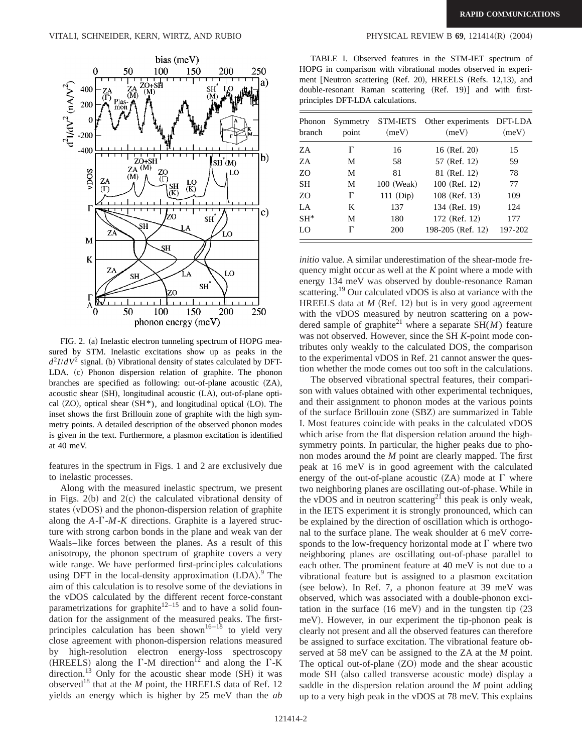FIG. 2. (a) Inelastic electron tunneling spectrum of HOPG measured by STM. Inelastic excitations show up as peaks in the $d^2I/dV^2$ signal. (b) Vibrational density of states calculated by DFT-LDA. (c) Phonon dispersion relation of graphite. The phonon branches are specified as following: out-of-plane acoustic (ZA), acoustic shear (SH), longitudinal acoustic (LA), out-of-plane optical (ZO), optical shear (SH*), and longitudinal optical (LO). The inset shows the first Brillouin zone of graphite with the high symmetry points. A detailed description of the observed phonon modes is given in the text. Furthermore, a plasmon excitation is identified at 40 meV.

features in the spectrum in Figs. 1 and 2 are exclusively due to inelastic processes.

Along with the measured inelastic spectrum, we present in Figs. 2(b) and 2(c) the calculated vibrational density of states (vDOS) and the phonon-dispersion relation of graphite along the *A*-Γ-*M*-*K* directions. Graphite is a layered structure with strong carbon bonds in the plane and weak van der Waals–like forces between the planes. As a result of this anisotropy, the phonon spectrum of graphite covers a very wide range. We have performed first-principles calculations using DFT in the local-density approximation (LDA).[9] The aim of this calculation is to resolve some of the deviations in the vDOS calculated by the different recent force-constant parametrizations for graphite[12–15] and to have a solid foundation for the assignment of the measured peaks. The first-principles calculation has been shown[16–18] to yield very close agreement with phonon-dispersion relations measured by high-resolution electron energy-loss spectroscopy (HREELS) along the Γ-M direction[12] and along the Γ-K direction.[13] Only for the acoustic shear mode (SH) it was observed[18] that at the *M* point, the HREELS data of Ref. 12 yields an energy which is higher by 25 meV than the *ab initio* value. A similar underestimation of the shear-mode frequency might occur as well at the *K* point where a mode with energy 134 meV was observed by double-resonance Raman scattering.[19] Our calculated vDOS is also at variance with the HREELS data at *M* (Ref. 12) but is in very good agreement with the vDOS measured by neutron scattering on a powdered sample of graphite[21] where a separate SH(*M*) feature was not observed. However, since the SH *K*-point mode contributes only weakly to the calculated DOS, the comparison to the experimental vDOS in Ref. 21 cannot answer the question whether the mode comes out too soft in the calculations.

TABLE I. Observed features in the STM-IET spectrum of HOPG in comparison with vibrational modes observed in experiment [Neutron scattering (Ref. 20), HREELS (Refs. 12,13), and double-resonant Raman scattering (Ref. 19)] and with first-principles DFT-LDA calculations.

| Phonon branch | Symmetry point | STM-IETS (meV) | Other experiments (meV) | DFT-LDA (meV) |
|---|---|---|---|---|
| ZA | Γ | 16 | 16 (Ref. 20) | 15 |
| ZA | M | 58 | 57 (Ref. 12) | 59 |
| ZO | M | 81 | 81 (Ref. 12) | 78 |
| SH | M | 100 (Weak) | 100 (Ref. 12) | 77 |
| ZO | Γ | 111 (Dip) | 108 (Ref. 13) | 109 |
| LA | K | 137 | 134 (Ref. 19) | 124 |
| SH* | M | 180 | 172 (Ref. 12) | 177 |
| LO | Γ | 200 | 198-205 (Ref. 12) | 197-202 |

The observed vibrational spectral features, their comparison with values obtained with other experimental techniques, and their assignment to phonon modes at the various points of the surface Brillouin zone (SBZ) are summarized in Table I. Most features coincide with peaks in the calculated vDOS which arise from the flat dispersion relation around the high-symmetry points. In particular, the higher peaks due to phonon modes around the *M* point are clearly mapped. The first peak at 16 meV is in good agreement with the calculated energy of the out-of-plane acoustic (ZA) mode at Γ where two neighboring planes are oscillating out-of-phase. While in the vDOS and in neutron scattering[21] this peak is only weak, in the IETS experiment it is strongly pronounced, which can be explained by the direction of oscillation which is orthogonal to the surface plane. The weak shoulder at 6 meV corresponds to the low-frequency horizontal mode at Γ where two neighboring planes are oscillating out-of-phase parallel to each other. The prominent feature at 40 meV is not due to a vibrational feature but is assigned to a plasmon excitation (see below). In Ref. 7, a phonon feature at 39 meV was observed, which was associated with a double-phonon excitation in the surface (16 meV) and in the tungsten tip (23 meV). However, in our experiment the tip-phonon peak is clearly not present and all the observed features can therefore be assigned to surface excitation. The vibrational feature observed at 58 meV can be assigned to the ZA at the *M* point. The optical out-of-plane (ZO) mode and the shear acoustic mode SH (also called transverse acoustic mode) display a saddle in the dispersion relation around the *M* point adding up to a very high peak in the vDOS at 78 meV. This explains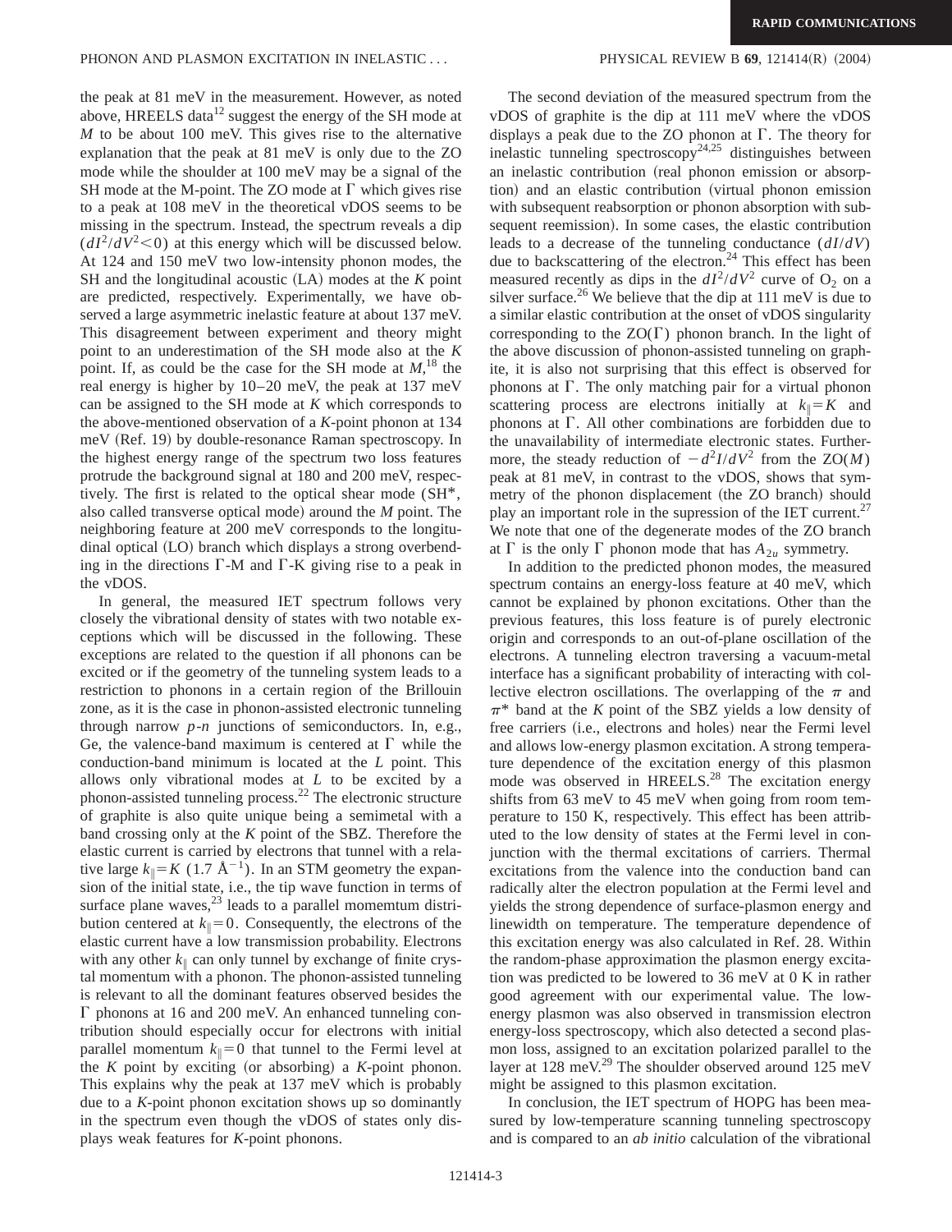the peak at 81 meV in the measurement. However, as noted above, HREELS data[12] suggest the energy of the SH mode at $M$ to be about 100 meV. This gives rise to the alternative explanation that the peak at 81 meV is only due to the ZO mode while the shoulder at 100 meV may be a signal of the SH mode at the M-point. The ZO mode at $\Gamma$ which gives rise to a peak at 108 meV in the theoretical vDOS seems to be missing in the spectrum. Instead, the spectrum reveals a dip ($dI^2/dV^2 < 0$) at this energy which will be discussed below. At 124 and 150 meV two low-intensity phonon modes, the SH and the longitudinal acoustic (LA) modes at the $K$ point are predicted, respectively. Experimentally, we have observed a large asymmetric inelastic feature at about 137 meV. This disagreement between experiment and theory might point to an underestimation of the SH mode also at the $K$ point. If, as could be the case for the SH mode at $M$,[18] the real energy is higher by 10–20 meV, the peak at 137 meV can be assigned to the SH mode at $K$ which corresponds to the above-mentioned observation of a $K$-point phonon at 134 meV (Ref. 19) by double-resonance Raman spectroscopy. In the highest energy range of the spectrum two loss features protrude the background signal at 180 and 200 meV, respectively. The first is related to the optical shear mode (SH*, also called transverse optical mode) around the $M$ point. The neighboring feature at 200 meV corresponds to the longitudinal optical (LO) branch which displays a strong overbending in the directions $\Gamma$-M and $\Gamma$-K giving rise to a peak in the vDOS.

In general, the measured IET spectrum follows very closely the vibrational density of states with two notable exceptions which will be discussed in the following. These exceptions are related to the question if all phonons can be excited or if the geometry of the tunneling system leads to a restriction to phonons in a certain region of the Brillouin zone, as it is the case in phonon-assisted electronic tunneling through narrow $p$-$n$ junctions of semiconductors. In, e.g., Ge, the valence-band maximum is centered at $\Gamma$ while the conduction-band minimum is located at the $L$ point. This allows only vibrational modes at $L$ to be excited by a phonon-assisted tunneling process.[22] The electronic structure of graphite is also quite unique being a semimetal with a band crossing only at the $K$ point of the SBZ. Therefore the elastic current is carried by electrons that tunnel with a relative large $k_{\parallel} = K$ (1.7 Å$^{-1}$). In an STM geometry the expansion of the initial state, i.e., the tip wave function in terms of surface plane waves,[23] leads to a parallel momemtum distribution centered at $k_{\parallel} = 0$. Consequently, the electrons of the elastic current have a low transmission probability. Electrons with any other $k_{\parallel}$ can only tunnel by exchange of finite crystal momentum with a phonon. The phonon-assisted tunneling is relevant to all the dominant features observed besides the $\Gamma$ phonons at 16 and 200 meV. An enhanced tunneling contribution should especially occur for electrons with initial parallel momentum $k_{\parallel} = 0$ that tunnel to the Fermi level at the $K$ point by exciting (or absorbing) a $K$-point phonon. This explains why the peak at 137 meV which is probably due to a $K$-point phonon excitation shows up so dominantly in the spectrum even though the vDOS of states only displays weak features for $K$-point phonons.

The second deviation of the measured spectrum from the vDOS of graphite is the dip at 111 meV where the vDOS displays a peak due to the ZO phonon at $\Gamma$. The theory for inelastic tunneling spectroscopy[24,25] distinguishes between an inelastic contribution (real phonon emission or absorption) and an elastic contribution (virtual phonon emission with subsequent reabsorption or phonon absorption with subsequent reemission). In some cases, the elastic contribution leads to a decrease of the tunneling conductance ($dI/dV$) due to backscattering of the electron.[24] This effect has been measured recently as dips in the $dI^2/dV^2$ curve of $O_2$ on a silver surface.[26] We believe that the dip at 111 meV is due to a similar elastic contribution at the onset of vDOS singularity corresponding to the ZO($\Gamma$) phonon branch. In the light of the above discussion of phonon-assisted tunneling on graphite, it is also not surprising that this effect is observed for phonons at $\Gamma$. The only matching pair for a virtual phonon scattering process are electrons initially at $k_{\parallel} = K$ and phonons at $\Gamma$. All other combinations are forbidden due to the unavailability of intermediate electronic states. Furthermore, the steady reduction of $-d^2I/dV^2$ from the ZO($M$) peak at 81 meV, in contrast to the vDOS, shows that symmetry of the phonon displacement (the ZO branch) should play an important role in the supression of the IET current.[27] We note that one of the degenerate modes of the ZO branch at $\Gamma$ is the only $\Gamma$ phonon mode that has $A_{2u}$ symmetry.

In addition to the predicted phonon modes, the measured spectrum contains an energy-loss feature at 40 meV, which cannot be explained by phonon excitations. Other than the previous features, this loss feature is of purely electronic origin and corresponds to an out-of-plane oscillation of the electrons. A tunneling electron traversing a vacuum-metal interface has a significant probability of interacting with collective electron oscillations. The overlapping of the $\pi$ and $\pi^*$ band at the $K$ point of the SBZ yields a low density of free carriers (i.e., electrons and holes) near the Fermi level and allows low-energy plasmon excitation. A strong temperature dependence of the excitation energy of this plasmon mode was observed in HREELS.[28] The excitation energy shifts from 63 meV to 45 meV when going from room temperature to 150 K, respectively. This effect has been attributed to the low density of states at the Fermi level in conjunction with the thermal excitations of carriers. Thermal excitations from the valence into the conduction band can radically alter the electron population at the Fermi level and yields the strong dependence of surface-plasmon energy and linewidth on temperature. The temperature dependence of this excitation energy was also calculated in Ref. 28. Within the random-phase approximation the plasmon energy excitation was predicted to be lowered to 36 meV at 0 K in rather good agreement with our experimental value. The low-energy plasmon was also observed in transmission electron energy-loss spectroscopy, which also detected a second plasmon loss, assigned to an excitation polarized parallel to the layer at 128 meV.[29] The shoulder observed around 125 meV might be assigned to this plasmon excitation.

In conclusion, the IET spectrum of HOPG has been measured by low-temperature scanning tunneling spectroscopy and is compared to an *ab initio* calculation of the vibrational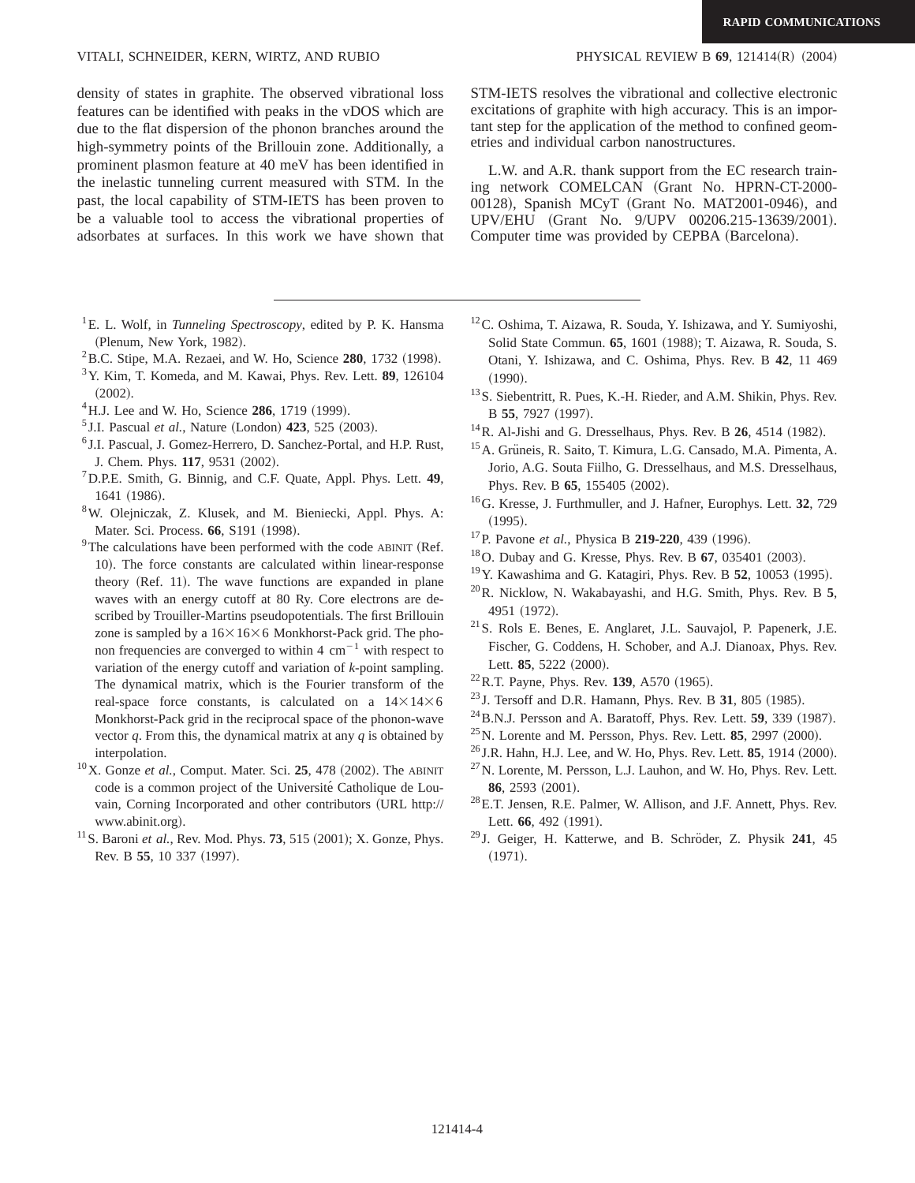density of states in graphite. The observed vibrational loss features can be identified with peaks in the vDOS which are due to the flat dispersion of the phonon branches around the high-symmetry points of the Brillouin zone. Additionally, a prominent plasmon feature at 40 meV has been identified in the inelastic tunneling current measured with STM. In the past, the local capability of STM-IETS has been proven to be a valuable tool to access the vibrational properties of adsorbates at surfaces. In this work we have shown that STM-IETS resolves the vibrational and collective electronic excitations of graphite with high accuracy. This is an important step for the application of the method to confined geometries and individual carbon nanostructures.

L.W. and A.R. thank support from the EC research training network COMELCAN (Grant No. HPRN-CT-2000-00128), Spanish MCyT (Grant No. MAT2001-0946), and UPV/EHU (Grant No. 9/UPV 00206.215-13639/2001). Computer time was provided by CEPBA (Barcelona).

---

[1] E. L. Wolf, in *Tunneling Spectroscopy*, edited by P. K. Hansma (Plenum, New York, 1982).

[2] B.C. Stipe, M.A. Rezaei, and W. Ho, Science **280**, 1732 (1998).

[3] Y. Kim, T. Komeda, and M. Kawai, Phys. Rev. Lett. **89**, 126104 (2002).

[4] H.J. Lee and W. Ho, Science **286**, 1719 (1999).

[5] J.I. Pascual *et al.*, Nature (London) **423**, 525 (2003).

[6] J.I. Pascual, J. Gomez-Herrero, D. Sanchez-Portal, and H.P. Rust, J. Chem. Phys. **117**, 9531 (2002).

[7] D.P.E. Smith, G. Binnig, and C.F. Quate, Appl. Phys. Lett. **49**, 1641 (1986).

[8] W. Olejniczak, Z. Klusek, and M. Bieniecki, Appl. Phys. A: Mater. Sci. Process. **66**, S191 (1998).

[9] The calculations have been performed with the code ABINIT (Ref. 10). The force constants are calculated within linear-response theory (Ref. 11). The wave functions are expanded in plane waves with an energy cutoff at 80 Ry. Core electrons are described by Trouiller-Martins pseudopotentials. The first Brillouin zone is sampled by a $16\times16\times6$ Monkhorst-Pack grid. The phonon frequencies are converged to within 4 $cm^{-1}$ with respect to variation of the energy cutoff and variation of *k*-point sampling. The dynamical matrix, which is the Fourier transform of the real-space force constants, is calculated on a $14\times14\times6$ Monkhorst-Pack grid in the reciprocal space of the phonon-wave vector *q*. From this, the dynamical matrix at any *q* is obtained by interpolation.

[10] X. Gonze *et al.*, Comput. Mater. Sci. **25**, 478 (2002). The ABINIT code is a common project of the Université Catholique de Louvain, Corning Incorporated and other contributors (URL http://www.abinit.org).

[11] S. Baroni *et al.*, Rev. Mod. Phys. **73**, 515 (2001); X. Gonze, Phys. Rev. B **55**, 10 337 (1997).

[12] C. Oshima, T. Aizawa, R. Souda, Y. Ishizawa, and Y. Sumiyoshi, Solid State Commun. **65**, 1601 (1988); T. Aizawa, R. Souda, S. Otani, Y. Ishizawa, and C. Oshima, Phys. Rev. B **42**, 11 469 (1990).

[13] S. Siebentritt, R. Pues, K.-H. Rieder, and A.M. Shikin, Phys. Rev. B **55**, 7927 (1997).

[14] R. Al-Jishi and G. Dresselhaus, Phys. Rev. B **26**, 4514 (1982).

[15] A. Grüneis, R. Saito, T. Kimura, L.G. Cansado, M.A. Pimenta, A. Jorio, A.G. Souta Fiilho, G. Dresselhaus, and M.S. Dresselhaus, Phys. Rev. B **65**, 155405 (2002).

[16] G. Kresse, J. Furthmuller, and J. Hafner, Europhys. Lett. **32**, 729 (1995).

[17] P. Pavone *et al.*, Physica B **219-220**, 439 (1996).

[18] O. Dubay and G. Kresse, Phys. Rev. B **67**, 035401 (2003).

[19] Y. Kawashima and G. Katagiri, Phys. Rev. B **52**, 10053 (1995).

[20] R. Nicklow, N. Wakabayashi, and H.G. Smith, Phys. Rev. B **5**, 4951 (1972).

[21] S. Rols E. Benes, E. Anglaret, J.L. Sauvajol, P. Papenerk, J.E. Fischer, G. Coddens, H. Schober, and A.J. Dianoax, Phys. Rev. Lett. **85**, 5222 (2000).

[22] R.T. Payne, Phys. Rev. **139**, A570 (1965).

[23] J. Tersoff and D.R. Hamann, Phys. Rev. B **31**, 805 (1985).

[24] B.N.J. Persson and A. Baratoff, Phys. Rev. Lett. **59**, 339 (1987).

[25] N. Lorente and M. Persson, Phys. Rev. Lett. **85**, 2997 (2000).

[26] J.R. Hahn, H.J. Lee, and W. Ho, Phys. Rev. Lett. **85**, 1914 (2000).

[27] N. Lorente, M. Persson, L.J. Lauhon, and W. Ho, Phys. Rev. Lett. **86**, 2593 (2001).

[28] E.T. Jensen, R.E. Palmer, W. Allison, and J.F. Annett, Phys. Rev. Lett. **66**, 492 (1991).

[29] J. Geiger, H. Katterwe, and B. Schröder, Z. Physik **241**, 45 (1971).